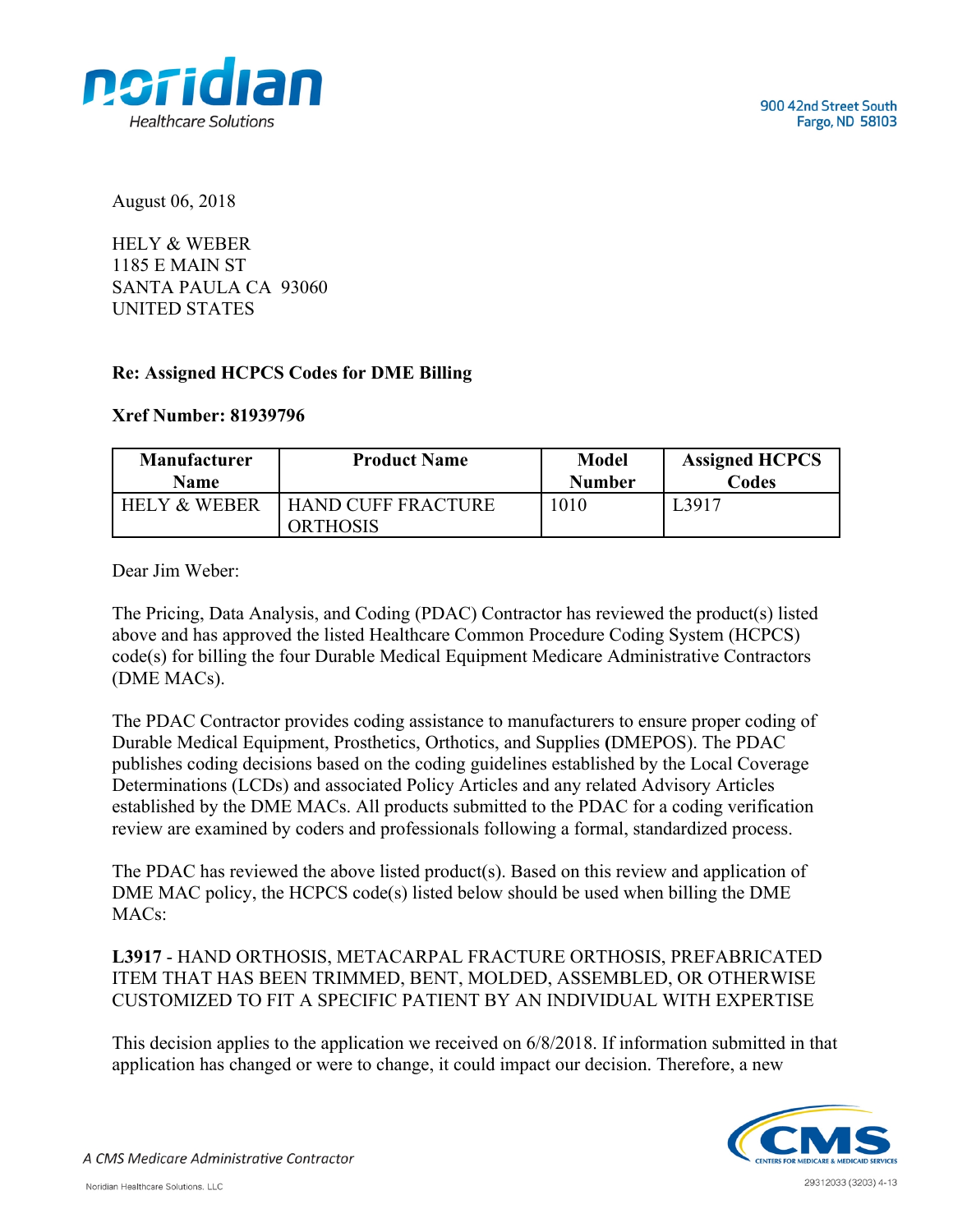noridian
Healthcare Solutions

900 42nd Street South
Fargo, ND 58103

August 06, 2018

HELY & WEBER
1185 E MAIN ST
SANTA PAULA CA 93060
UNITED STATES

**Re: Assigned HCPCS Codes for DME Billing**

**Xref Number: 81939796**

| Manufacturer Name | Product Name | Model Number | Assigned HCPCS Codes |
|---|---|---|---|
| HELY & WEBER | HAND CUFF FRACTURE ORTHOSIS | 1010 | L3917 |

Dear Jim Weber:

The Pricing, Data Analysis, and Coding (PDAC) Contractor has reviewed the product(s) listed above and has approved the listed Healthcare Common Procedure Coding System (HCPCS) code(s) for billing the four Durable Medical Equipment Medicare Administrative Contractors (DME MACs).

The PDAC Contractor provides coding assistance to manufacturers to ensure proper coding of Durable Medical Equipment, Prosthetics, Orthotics, and Supplies **(**DMEPOS). The PDAC publishes coding decisions based on the coding guidelines established by the Local Coverage Determinations (LCDs) and associated Policy Articles and any related Advisory Articles established by the DME MACs. All products submitted to the PDAC for a coding verification review are examined by coders and professionals following a formal, standardized process.

The PDAC has reviewed the above listed product(s). Based on this review and application of DME MAC policy, the HCPCS code(s) listed below should be used when billing the DME MACs:

**L3917** - HAND ORTHOSIS, METACARPAL FRACTURE ORTHOSIS, PREFABRICATED ITEM THAT HAS BEEN TRIMMED, BENT, MOLDED, ASSEMBLED, OR OTHERWISE CUSTOMIZED TO FIT A SPECIFIC PATIENT BY AN INDIVIDUAL WITH EXPERTISE

This decision applies to the application we received on 6/8/2018. If information submitted in that application has changed or were to change, it could impact our decision. Therefore, a new

*A CMS Medicare Administrative Contractor*

Noridian Healthcare Solutions, LLC

29312033 (3203) 4-13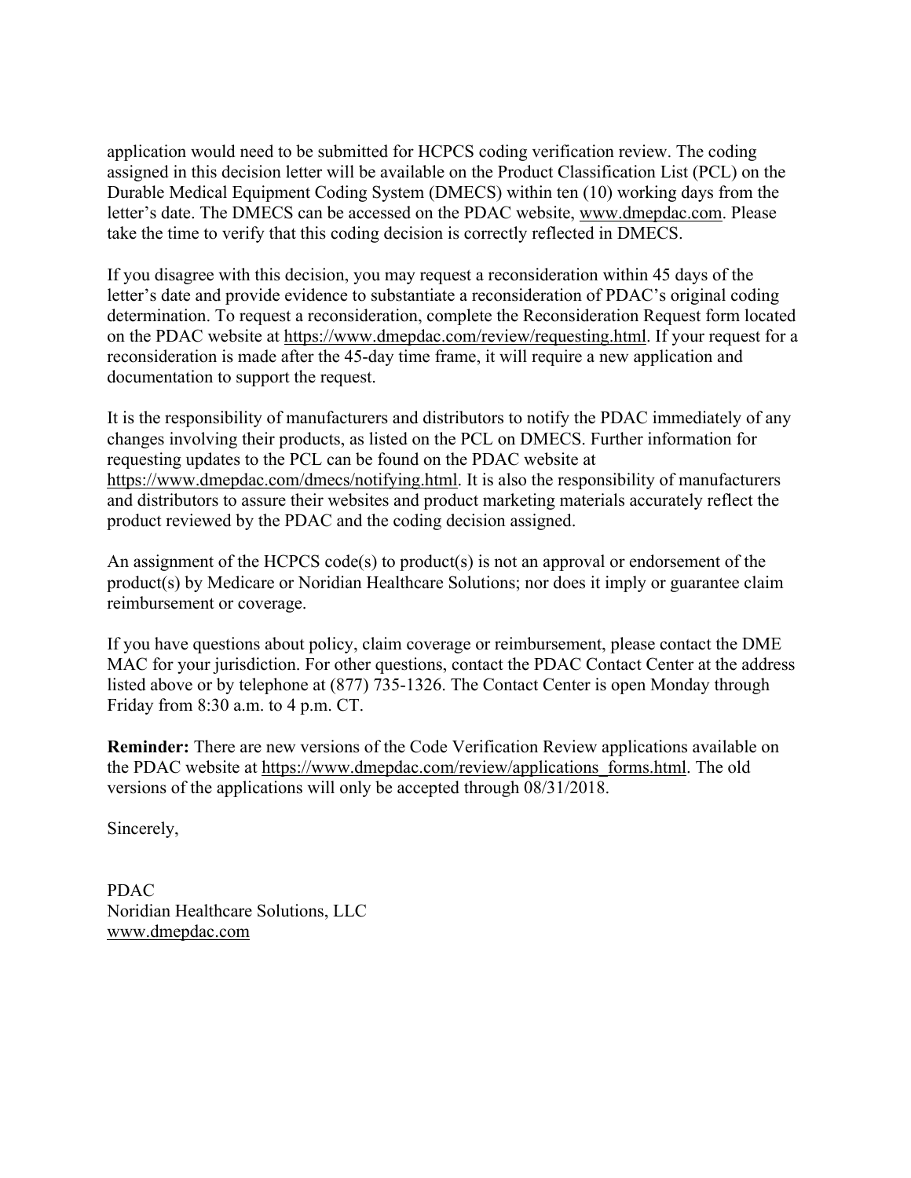application would need to be submitted for HCPCS coding verification review. The coding assigned in this decision letter will be available on the Product Classification List (PCL) on the Durable Medical Equipment Coding System (DMECS) within ten (10) working days from the letter's date. The DMECS can be accessed on the PDAC website, www.dmepdac.com. Please take the time to verify that this coding decision is correctly reflected in DMECS.

If you disagree with this decision, you may request a reconsideration within 45 days of the letter's date and provide evidence to substantiate a reconsideration of PDAC's original coding determination. To request a reconsideration, complete the Reconsideration Request form located on the PDAC website at https://www.dmepdac.com/review/requesting.html. If your request for a reconsideration is made after the 45-day time frame, it will require a new application and documentation to support the request.

It is the responsibility of manufacturers and distributors to notify the PDAC immediately of any changes involving their products, as listed on the PCL on DMECS. Further information for requesting updates to the PCL can be found on the PDAC website at https://www.dmepdac.com/dmecs/notifying.html. It is also the responsibility of manufacturers and distributors to assure their websites and product marketing materials accurately reflect the product reviewed by the PDAC and the coding decision assigned.

An assignment of the HCPCS code(s) to product(s) is not an approval or endorsement of the product(s) by Medicare or Noridian Healthcare Solutions; nor does it imply or guarantee claim reimbursement or coverage.

If you have questions about policy, claim coverage or reimbursement, please contact the DME MAC for your jurisdiction. For other questions, contact the PDAC Contact Center at the address listed above or by telephone at (877) 735-1326. The Contact Center is open Monday through Friday from 8:30 a.m. to 4 p.m. CT.

**Reminder:** There are new versions of the Code Verification Review applications available on the PDAC website at https://www.dmepdac.com/review/applications_forms.html. The old versions of the applications will only be accepted through 08/31/2018.

Sincerely,

PDAC
Noridian Healthcare Solutions, LLC
www.dmepdac.com